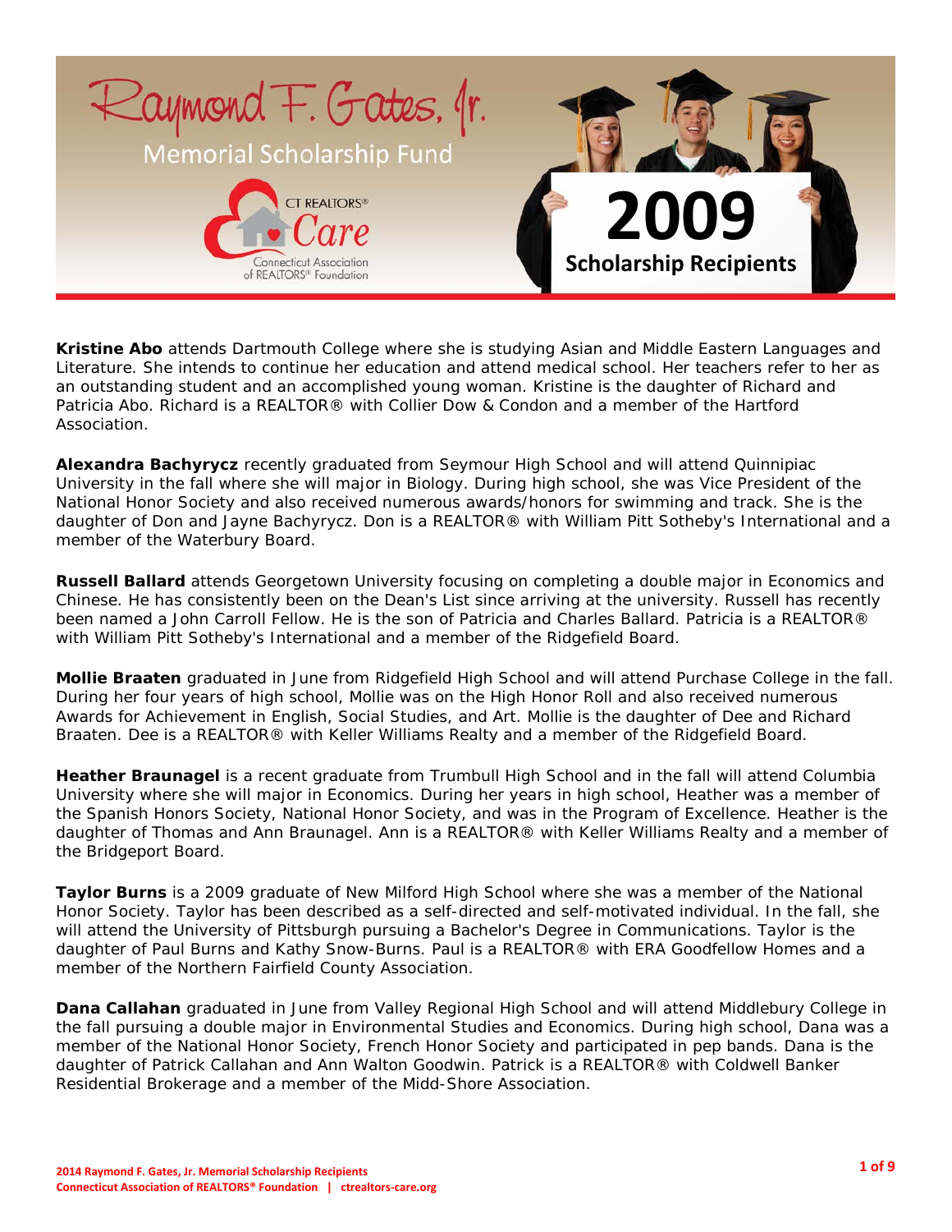# Raymond F. Gates, Jr. Memorial Scholarship Fund

CT REALTORS® Care
Connecticut Association of REALTORS® Foundation

## 2009 Scholarship Recipients

**Kristine Abo** attends Dartmouth College where she is studying Asian and Middle Eastern Languages and Literature. She intends to continue her education and attend medical school. Her teachers refer to her as an outstanding student and an accomplished young woman. Kristine is the daughter of Richard and Patricia Abo. Richard is a REALTOR® with Collier Dow & Condon and a member of the Hartford Association.

**Alexandra Bachyrycz** recently graduated from Seymour High School and will attend Quinnipiac University in the fall where she will major in Biology. During high school, she was Vice President of the National Honor Society and also received numerous awards/honors for swimming and track. She is the daughter of Don and Jayne Bachyrycz. Don is a REALTOR® with William Pitt Sotheby's International and a member of the Waterbury Board.

**Russell Ballard** attends Georgetown University focusing on completing a double major in Economics and Chinese. He has consistently been on the Dean's List since arriving at the university. Russell has recently been named a John Carroll Fellow. He is the son of Patricia and Charles Ballard. Patricia is a REALTOR® with William Pitt Sotheby's International and a member of the Ridgefield Board.

**Mollie Braaten** graduated in June from Ridgefield High School and will attend Purchase College in the fall. During her four years of high school, Mollie was on the High Honor Roll and also received numerous Awards for Achievement in English, Social Studies, and Art. Mollie is the daughter of Dee and Richard Braaten. Dee is a REALTOR® with Keller Williams Realty and a member of the Ridgefield Board.

**Heather Braunagel** is a recent graduate from Trumbull High School and in the fall will attend Columbia University where she will major in Economics. During her years in high school, Heather was a member of the Spanish Honors Society, National Honor Society, and was in the Program of Excellence. Heather is the daughter of Thomas and Ann Braunagel. Ann is a REALTOR® with Keller Williams Realty and a member of the Bridgeport Board.

**Taylor Burns** is a 2009 graduate of New Milford High School where she was a member of the National Honor Society. Taylor has been described as a self-directed and self-motivated individual. In the fall, she will attend the University of Pittsburgh pursuing a Bachelor's Degree in Communications. Taylor is the daughter of Paul Burns and Kathy Snow-Burns. Paul is a REALTOR® with ERA Goodfellow Homes and a member of the Northern Fairfield County Association.

**Dana Callahan** graduated in June from Valley Regional High School and will attend Middlebury College in the fall pursuing a double major in Environmental Studies and Economics. During high school, Dana was a member of the National Honor Society, French Honor Society and participated in pep bands. Dana is the daughter of Patrick Callahan and Ann Walton Goodwin. Patrick is a REALTOR® with Coldwell Banker Residential Brokerage and a member of the Midd-Shore Association.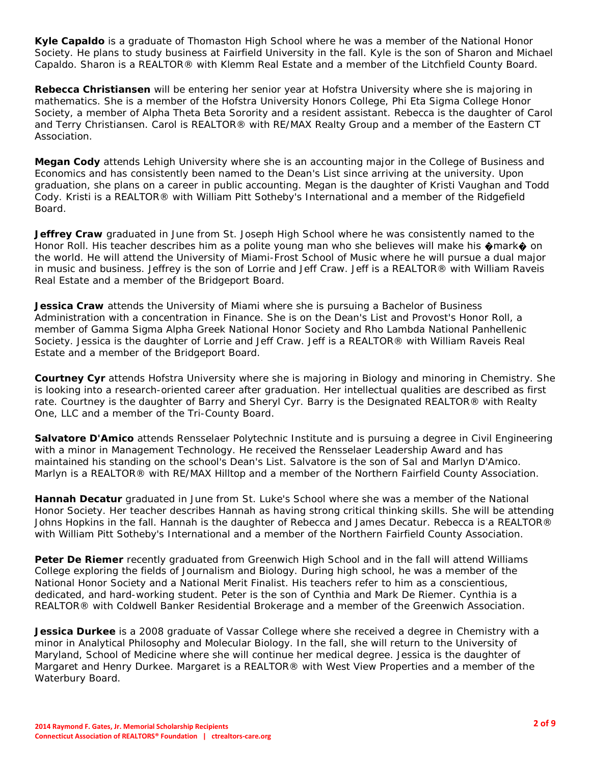**Kyle Capaldo** is a graduate of Thomaston High School where he was a member of the National Honor Society. He plans to study business at Fairfield University in the fall. Kyle is the son of Sharon and Michael Capaldo. Sharon is a REALTOR® with Klemm Real Estate and a member of the Litchfield County Board.

**Rebecca Christiansen** will be entering her senior year at Hofstra University where she is majoring in mathematics. She is a member of the Hofstra University Honors College, Phi Eta Sigma College Honor Society, a member of Alpha Theta Beta Sorority and a resident assistant. Rebecca is the daughter of Carol and Terry Christiansen. Carol is REALTOR® with RE/MAX Realty Group and a member of the Eastern CT Association.

**Megan Cody** attends Lehigh University where she is an accounting major in the College of Business and Economics and has consistently been named to the Dean's List since arriving at the university. Upon graduation, she plans on a career in public accounting. Megan is the daughter of Kristi Vaughan and Todd Cody. Kristi is a REALTOR® with William Pitt Sotheby's International and a member of the Ridgefield Board.

**Jeffrey Craw** graduated in June from St. Joseph High School where he was consistently named to the Honor Roll. His teacher describes him as a polite young man who she believes will make his �mark� on the world. He will attend the University of Miami-Frost School of Music where he will pursue a dual major in music and business. Jeffrey is the son of Lorrie and Jeff Craw. Jeff is a REALTOR® with William Raveis Real Estate and a member of the Bridgeport Board.

**Jessica Craw** attends the University of Miami where she is pursuing a Bachelor of Business Administration with a concentration in Finance. She is on the Dean's List and Provost's Honor Roll, a member of Gamma Sigma Alpha Greek National Honor Society and Rho Lambda National Panhellenic Society. Jessica is the daughter of Lorrie and Jeff Craw. Jeff is a REALTOR® with William Raveis Real Estate and a member of the Bridgeport Board.

**Courtney Cyr** attends Hofstra University where she is majoring in Biology and minoring in Chemistry. She is looking into a research-oriented career after graduation. Her intellectual qualities are described as first rate. Courtney is the daughter of Barry and Sheryl Cyr. Barry is the Designated REALTOR® with Realty One, LLC and a member of the Tri-County Board.

**Salvatore D'Amico** attends Rensselaer Polytechnic Institute and is pursuing a degree in Civil Engineering with a minor in Management Technology. He received the Rensselaer Leadership Award and has maintained his standing on the school's Dean's List. Salvatore is the son of Sal and Marlyn D'Amico. Marlyn is a REALTOR® with RE/MAX Hilltop and a member of the Northern Fairfield County Association.

**Hannah Decatur** graduated in June from St. Luke's School where she was a member of the National Honor Society. Her teacher describes Hannah as having strong critical thinking skills. She will be attending Johns Hopkins in the fall. Hannah is the daughter of Rebecca and James Decatur. Rebecca is a REALTOR® with William Pitt Sotheby's International and a member of the Northern Fairfield County Association.

**Peter De Riemer** recently graduated from Greenwich High School and in the fall will attend Williams College exploring the fields of Journalism and Biology. During high school, he was a member of the National Honor Society and a National Merit Finalist. His teachers refer to him as a conscientious, dedicated, and hard-working student. Peter is the son of Cynthia and Mark De Riemer. Cynthia is a REALTOR® with Coldwell Banker Residential Brokerage and a member of the Greenwich Association.

**Jessica Durkee** is a 2008 graduate of Vassar College where she received a degree in Chemistry with a minor in Analytical Philosophy and Molecular Biology. In the fall, she will return to the University of Maryland, School of Medicine where she will continue her medical degree. Jessica is the daughter of Margaret and Henry Durkee. Margaret is a REALTOR® with West View Properties and a member of the Waterbury Board.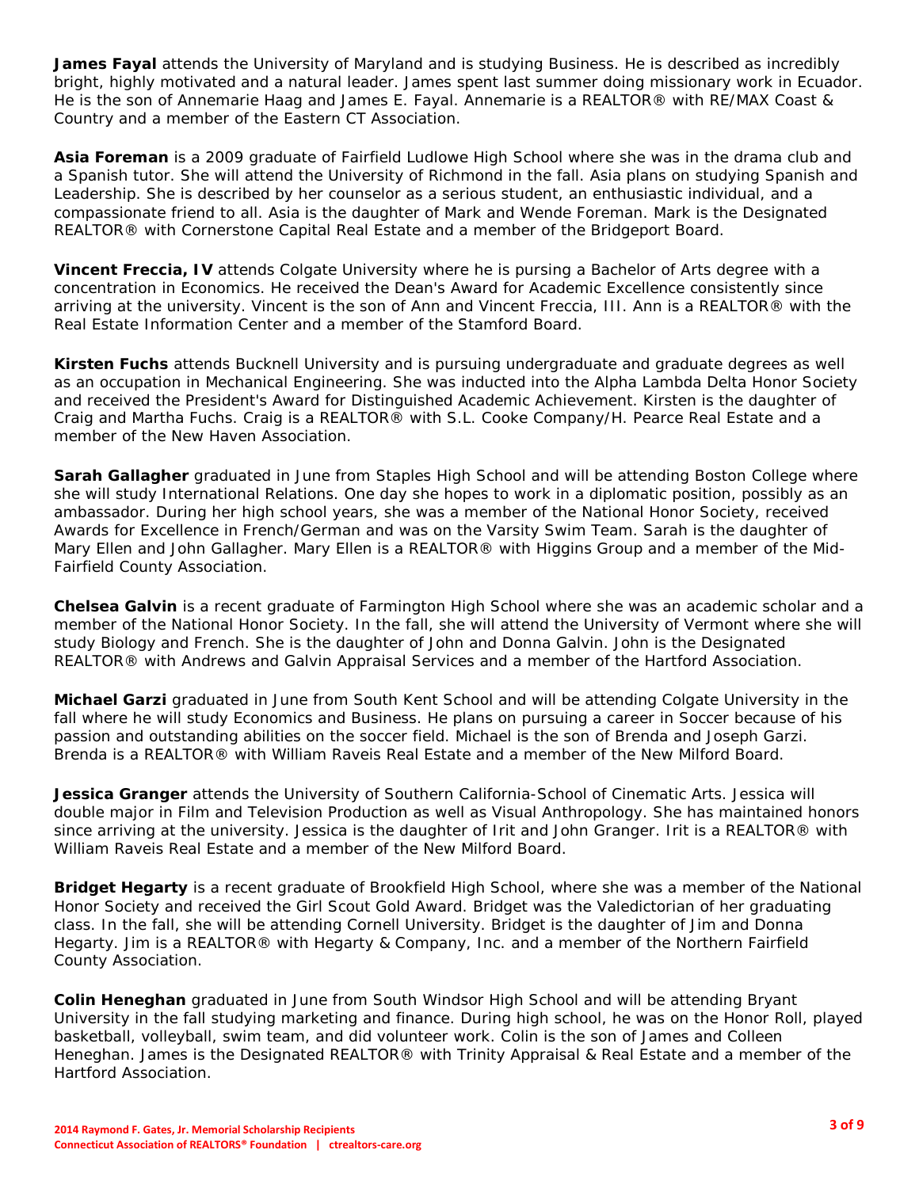**James Fayal** attends the University of Maryland and is studying Business. He is described as incredibly bright, highly motivated and a natural leader. James spent last summer doing missionary work in Ecuador. He is the son of Annemarie Haag and James E. Fayal. Annemarie is a REALTOR® with RE/MAX Coast & Country and a member of the Eastern CT Association.

**Asia Foreman** is a 2009 graduate of Fairfield Ludlowe High School where she was in the drama club and a Spanish tutor. She will attend the University of Richmond in the fall. Asia plans on studying Spanish and Leadership. She is described by her counselor as a serious student, an enthusiastic individual, and a compassionate friend to all. Asia is the daughter of Mark and Wende Foreman. Mark is the Designated REALTOR® with Cornerstone Capital Real Estate and a member of the Bridgeport Board.

**Vincent Freccia, IV** attends Colgate University where he is pursing a Bachelor of Arts degree with a concentration in Economics. He received the Dean's Award for Academic Excellence consistently since arriving at the university. Vincent is the son of Ann and Vincent Freccia, III. Ann is a REALTOR® with the Real Estate Information Center and a member of the Stamford Board.

**Kirsten Fuchs** attends Bucknell University and is pursuing undergraduate and graduate degrees as well as an occupation in Mechanical Engineering. She was inducted into the Alpha Lambda Delta Honor Society and received the President's Award for Distinguished Academic Achievement. Kirsten is the daughter of Craig and Martha Fuchs. Craig is a REALTOR® with S.L. Cooke Company/H. Pearce Real Estate and a member of the New Haven Association.

**Sarah Gallagher** graduated in June from Staples High School and will be attending Boston College where she will study International Relations. One day she hopes to work in a diplomatic position, possibly as an ambassador. During her high school years, she was a member of the National Honor Society, received Awards for Excellence in French/German and was on the Varsity Swim Team. Sarah is the daughter of Mary Ellen and John Gallagher. Mary Ellen is a REALTOR® with Higgins Group and a member of the Mid-Fairfield County Association.

**Chelsea Galvin** is a recent graduate of Farmington High School where she was an academic scholar and a member of the National Honor Society. In the fall, she will attend the University of Vermont where she will study Biology and French. She is the daughter of John and Donna Galvin. John is the Designated REALTOR® with Andrews and Galvin Appraisal Services and a member of the Hartford Association.

**Michael Garzi** graduated in June from South Kent School and will be attending Colgate University in the fall where he will study Economics and Business. He plans on pursuing a career in Soccer because of his passion and outstanding abilities on the soccer field. Michael is the son of Brenda and Joseph Garzi. Brenda is a REALTOR® with William Raveis Real Estate and a member of the New Milford Board.

**Jessica Granger** attends the University of Southern California-School of Cinematic Arts. Jessica will double major in Film and Television Production as well as Visual Anthropology. She has maintained honors since arriving at the university. Jessica is the daughter of Irit and John Granger. Irit is a REALTOR® with William Raveis Real Estate and a member of the New Milford Board.

**Bridget Hegarty** is a recent graduate of Brookfield High School, where she was a member of the National Honor Society and received the Girl Scout Gold Award. Bridget was the Valedictorian of her graduating class. In the fall, she will be attending Cornell University. Bridget is the daughter of Jim and Donna Hegarty. Jim is a REALTOR® with Hegarty & Company, Inc. and a member of the Northern Fairfield County Association.

**Colin Heneghan** graduated in June from South Windsor High School and will be attending Bryant University in the fall studying marketing and finance. During high school, he was on the Honor Roll, played basketball, volleyball, swim team, and did volunteer work. Colin is the son of James and Colleen Heneghan. James is the Designated REALTOR® with Trinity Appraisal & Real Estate and a member of the Hartford Association.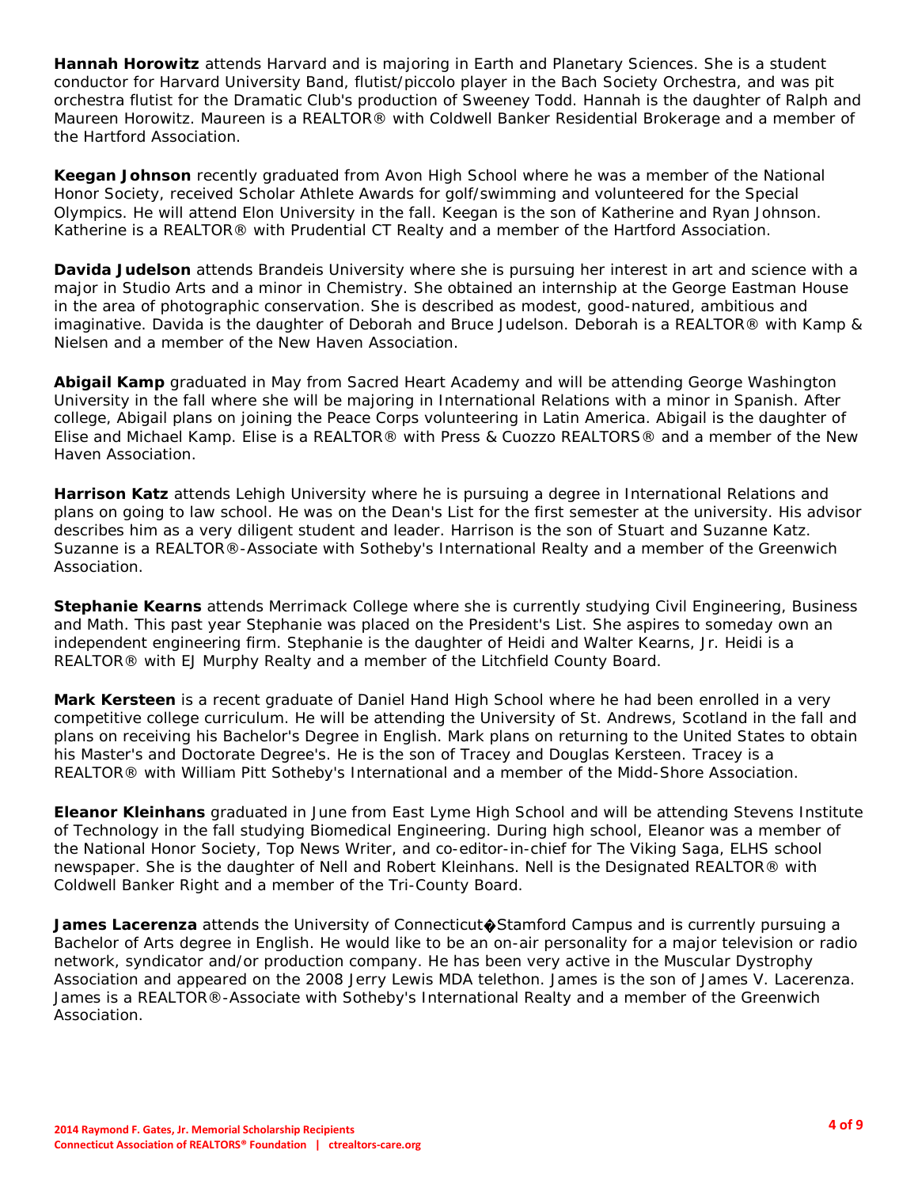**Hannah Horowitz** attends Harvard and is majoring in Earth and Planetary Sciences. She is a student conductor for Harvard University Band, flutist/piccolo player in the Bach Society Orchestra, and was pit orchestra flutist for the Dramatic Club's production of Sweeney Todd. Hannah is the daughter of Ralph and Maureen Horowitz. Maureen is a REALTOR® with Coldwell Banker Residential Brokerage and a member of the Hartford Association.

**Keegan Johnson** recently graduated from Avon High School where he was a member of the National Honor Society, received Scholar Athlete Awards for golf/swimming and volunteered for the Special Olympics. He will attend Elon University in the fall. Keegan is the son of Katherine and Ryan Johnson. Katherine is a REALTOR® with Prudential CT Realty and a member of the Hartford Association.

**Davida Judelson** attends Brandeis University where she is pursuing her interest in art and science with a major in Studio Arts and a minor in Chemistry. She obtained an internship at the George Eastman House in the area of photographic conservation. She is described as modest, good-natured, ambitious and imaginative. Davida is the daughter of Deborah and Bruce Judelson. Deborah is a REALTOR® with Kamp & Nielsen and a member of the New Haven Association.

**Abigail Kamp** graduated in May from Sacred Heart Academy and will be attending George Washington University in the fall where she will be majoring in International Relations with a minor in Spanish. After college, Abigail plans on joining the Peace Corps volunteering in Latin America. Abigail is the daughter of Elise and Michael Kamp. Elise is a REALTOR® with Press & Cuozzo REALTORS® and a member of the New Haven Association.

**Harrison Katz** attends Lehigh University where he is pursuing a degree in International Relations and plans on going to law school. He was on the Dean's List for the first semester at the university. His advisor describes him as a very diligent student and leader. Harrison is the son of Stuart and Suzanne Katz. Suzanne is a REALTOR®-Associate with Sotheby's International Realty and a member of the Greenwich Association.

**Stephanie Kearns** attends Merrimack College where she is currently studying Civil Engineering, Business and Math. This past year Stephanie was placed on the President's List. She aspires to someday own an independent engineering firm. Stephanie is the daughter of Heidi and Walter Kearns, Jr. Heidi is a REALTOR® with EJ Murphy Realty and a member of the Litchfield County Board.

**Mark Kersteen** is a recent graduate of Daniel Hand High School where he had been enrolled in a very competitive college curriculum. He will be attending the University of St. Andrews, Scotland in the fall and plans on receiving his Bachelor's Degree in English. Mark plans on returning to the United States to obtain his Master's and Doctorate Degree's. He is the son of Tracey and Douglas Kersteen. Tracey is a REALTOR® with William Pitt Sotheby's International and a member of the Midd-Shore Association.

**Eleanor Kleinhans** graduated in June from East Lyme High School and will be attending Stevens Institute of Technology in the fall studying Biomedical Engineering. During high school, Eleanor was a member of the National Honor Society, Top News Writer, and co-editor-in-chief for The Viking Saga, ELHS school newspaper. She is the daughter of Nell and Robert Kleinhans. Nell is the Designated REALTOR® with Coldwell Banker Right and a member of the Tri-County Board.

**James Lacerenza** attends the University of Connecticut�Stamford Campus and is currently pursuing a Bachelor of Arts degree in English. He would like to be an on-air personality for a major television or radio network, syndicator and/or production company. He has been very active in the Muscular Dystrophy Association and appeared on the 2008 Jerry Lewis MDA telethon. James is the son of James V. Lacerenza. James is a REALTOR®-Associate with Sotheby's International Realty and a member of the Greenwich Association.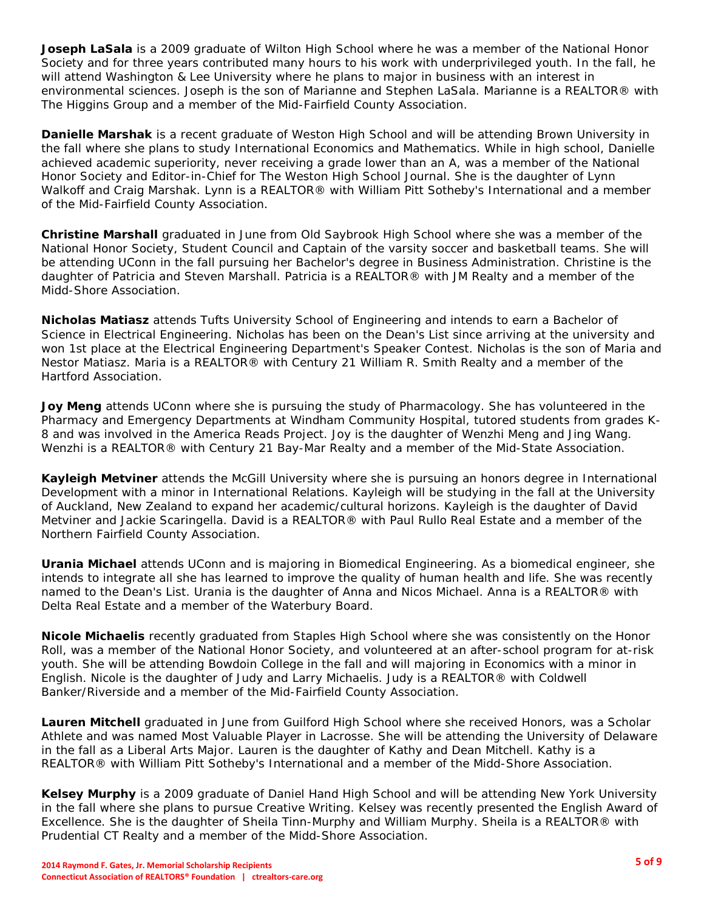**Joseph LaSala** is a 2009 graduate of Wilton High School where he was a member of the National Honor Society and for three years contributed many hours to his work with underprivileged youth. In the fall, he will attend Washington & Lee University where he plans to major in business with an interest in environmental sciences. Joseph is the son of Marianne and Stephen LaSala. Marianne is a REALTOR® with The Higgins Group and a member of the Mid-Fairfield County Association.

**Danielle Marshak** is a recent graduate of Weston High School and will be attending Brown University in the fall where she plans to study International Economics and Mathematics. While in high school, Danielle achieved academic superiority, never receiving a grade lower than an A, was a member of the National Honor Society and Editor-in-Chief for The Weston High School Journal. She is the daughter of Lynn Walkoff and Craig Marshak. Lynn is a REALTOR® with William Pitt Sotheby's International and a member of the Mid-Fairfield County Association.

**Christine Marshall** graduated in June from Old Saybrook High School where she was a member of the National Honor Society, Student Council and Captain of the varsity soccer and basketball teams. She will be attending UConn in the fall pursuing her Bachelor's degree in Business Administration. Christine is the daughter of Patricia and Steven Marshall. Patricia is a REALTOR® with JM Realty and a member of the Midd-Shore Association.

**Nicholas Matiasz** attends Tufts University School of Engineering and intends to earn a Bachelor of Science in Electrical Engineering. Nicholas has been on the Dean's List since arriving at the university and won 1st place at the Electrical Engineering Department's Speaker Contest. Nicholas is the son of Maria and Nestor Matiasz. Maria is a REALTOR® with Century 21 William R. Smith Realty and a member of the Hartford Association.

**Joy Meng** attends UConn where she is pursuing the study of Pharmacology. She has volunteered in the Pharmacy and Emergency Departments at Windham Community Hospital, tutored students from grades K-8 and was involved in the America Reads Project. Joy is the daughter of Wenzhi Meng and Jing Wang. Wenzhi is a REALTOR® with Century 21 Bay-Mar Realty and a member of the Mid-State Association.

**Kayleigh Metviner** attends the McGill University where she is pursuing an honors degree in International Development with a minor in International Relations. Kayleigh will be studying in the fall at the University of Auckland, New Zealand to expand her academic/cultural horizons. Kayleigh is the daughter of David Metviner and Jackie Scaringella. David is a REALTOR® with Paul Rullo Real Estate and a member of the Northern Fairfield County Association.

**Urania Michael** attends UConn and is majoring in Biomedical Engineering. As a biomedical engineer, she intends to integrate all she has learned to improve the quality of human health and life. She was recently named to the Dean's List. Urania is the daughter of Anna and Nicos Michael. Anna is a REALTOR® with Delta Real Estate and a member of the Waterbury Board.

**Nicole Michaelis** recently graduated from Staples High School where she was consistently on the Honor Roll, was a member of the National Honor Society, and volunteered at an after-school program for at-risk youth. She will be attending Bowdoin College in the fall and will majoring in Economics with a minor in English. Nicole is the daughter of Judy and Larry Michaelis. Judy is a REALTOR® with Coldwell Banker/Riverside and a member of the Mid-Fairfield County Association.

**Lauren Mitchell** graduated in June from Guilford High School where she received Honors, was a Scholar Athlete and was named Most Valuable Player in Lacrosse. She will be attending the University of Delaware in the fall as a Liberal Arts Major. Lauren is the daughter of Kathy and Dean Mitchell. Kathy is a REALTOR® with William Pitt Sotheby's International and a member of the Midd-Shore Association.

**Kelsey Murphy** is a 2009 graduate of Daniel Hand High School and will be attending New York University in the fall where she plans to pursue Creative Writing. Kelsey was recently presented the English Award of Excellence. She is the daughter of Sheila Tinn-Murphy and William Murphy. Sheila is a REALTOR® with Prudential CT Realty and a member of the Midd-Shore Association.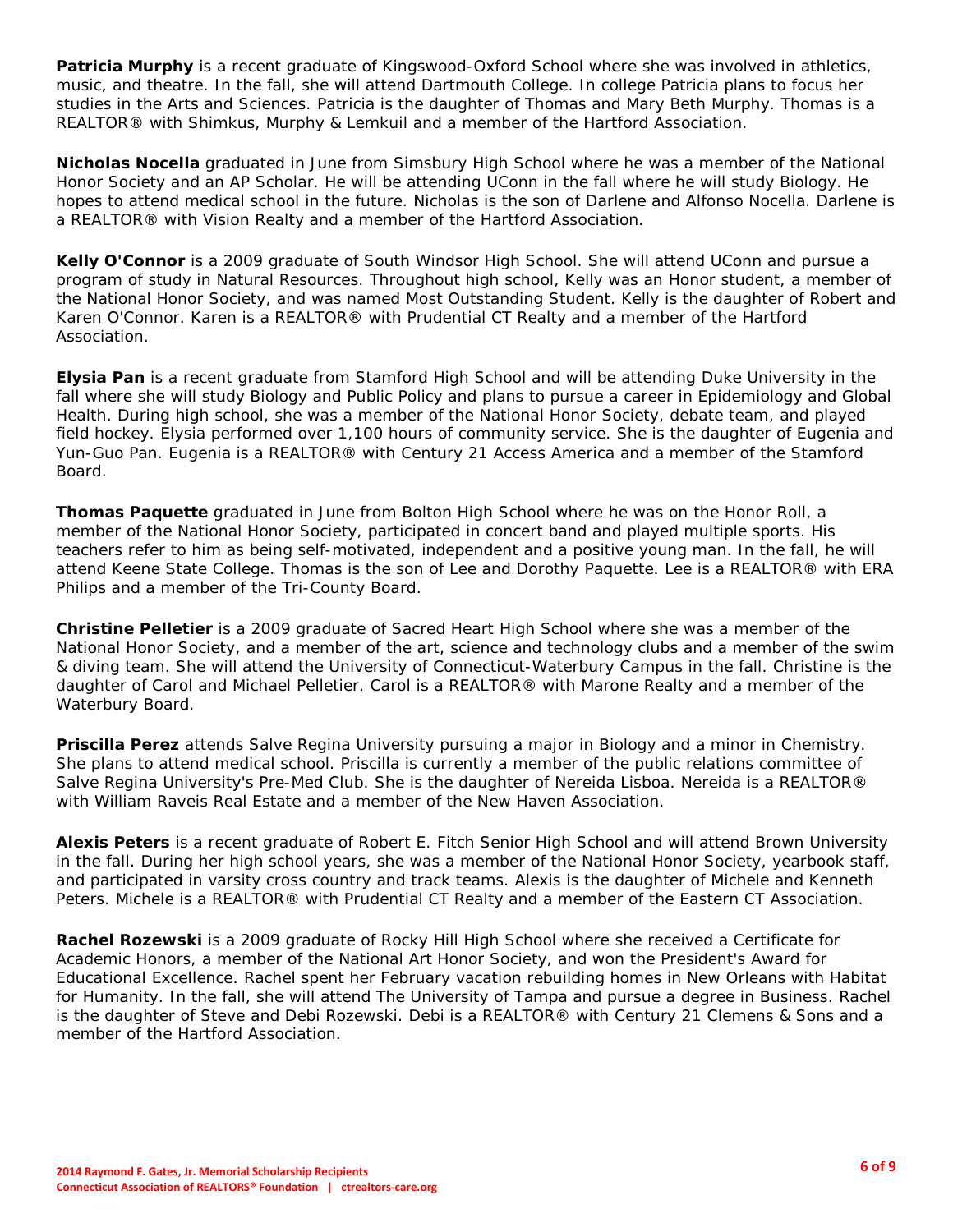**Patricia Murphy** is a recent graduate of Kingswood-Oxford School where she was involved in athletics, music, and theatre. In the fall, she will attend Dartmouth College. In college Patricia plans to focus her studies in the Arts and Sciences. Patricia is the daughter of Thomas and Mary Beth Murphy. Thomas is a REALTOR® with Shimkus, Murphy & Lemkuil and a member of the Hartford Association.

**Nicholas Nocella** graduated in June from Simsbury High School where he was a member of the National Honor Society and an AP Scholar. He will be attending UConn in the fall where he will study Biology. He hopes to attend medical school in the future. Nicholas is the son of Darlene and Alfonso Nocella. Darlene is a REALTOR® with Vision Realty and a member of the Hartford Association.

**Kelly O'Connor** is a 2009 graduate of South Windsor High School. She will attend UConn and pursue a program of study in Natural Resources. Throughout high school, Kelly was an Honor student, a member of the National Honor Society, and was named Most Outstanding Student. Kelly is the daughter of Robert and Karen O'Connor. Karen is a REALTOR® with Prudential CT Realty and a member of the Hartford Association.

**Elysia Pan** is a recent graduate from Stamford High School and will be attending Duke University in the fall where she will study Biology and Public Policy and plans to pursue a career in Epidemiology and Global Health. During high school, she was a member of the National Honor Society, debate team, and played field hockey. Elysia performed over 1,100 hours of community service. She is the daughter of Eugenia and Yun-Guo Pan. Eugenia is a REALTOR® with Century 21 Access America and a member of the Stamford Board.

**Thomas Paquette** graduated in June from Bolton High School where he was on the Honor Roll, a member of the National Honor Society, participated in concert band and played multiple sports. His teachers refer to him as being self-motivated, independent and a positive young man. In the fall, he will attend Keene State College. Thomas is the son of Lee and Dorothy Paquette. Lee is a REALTOR® with ERA Philips and a member of the Tri-County Board.

**Christine Pelletier** is a 2009 graduate of Sacred Heart High School where she was a member of the National Honor Society, and a member of the art, science and technology clubs and a member of the swim & diving team. She will attend the University of Connecticut-Waterbury Campus in the fall. Christine is the daughter of Carol and Michael Pelletier. Carol is a REALTOR® with Marone Realty and a member of the Waterbury Board.

**Priscilla Perez** attends Salve Regina University pursuing a major in Biology and a minor in Chemistry. She plans to attend medical school. Priscilla is currently a member of the public relations committee of Salve Regina University's Pre-Med Club. She is the daughter of Nereida Lisboa. Nereida is a REALTOR® with William Raveis Real Estate and a member of the New Haven Association.

**Alexis Peters** is a recent graduate of Robert E. Fitch Senior High School and will attend Brown University in the fall. During her high school years, she was a member of the National Honor Society, yearbook staff, and participated in varsity cross country and track teams. Alexis is the daughter of Michele and Kenneth Peters. Michele is a REALTOR® with Prudential CT Realty and a member of the Eastern CT Association.

**Rachel Rozewski** is a 2009 graduate of Rocky Hill High School where she received a Certificate for Academic Honors, a member of the National Art Honor Society, and won the President's Award for Educational Excellence. Rachel spent her February vacation rebuilding homes in New Orleans with Habitat for Humanity. In the fall, she will attend The University of Tampa and pursue a degree in Business. Rachel is the daughter of Steve and Debi Rozewski. Debi is a REALTOR® with Century 21 Clemens & Sons and a member of the Hartford Association.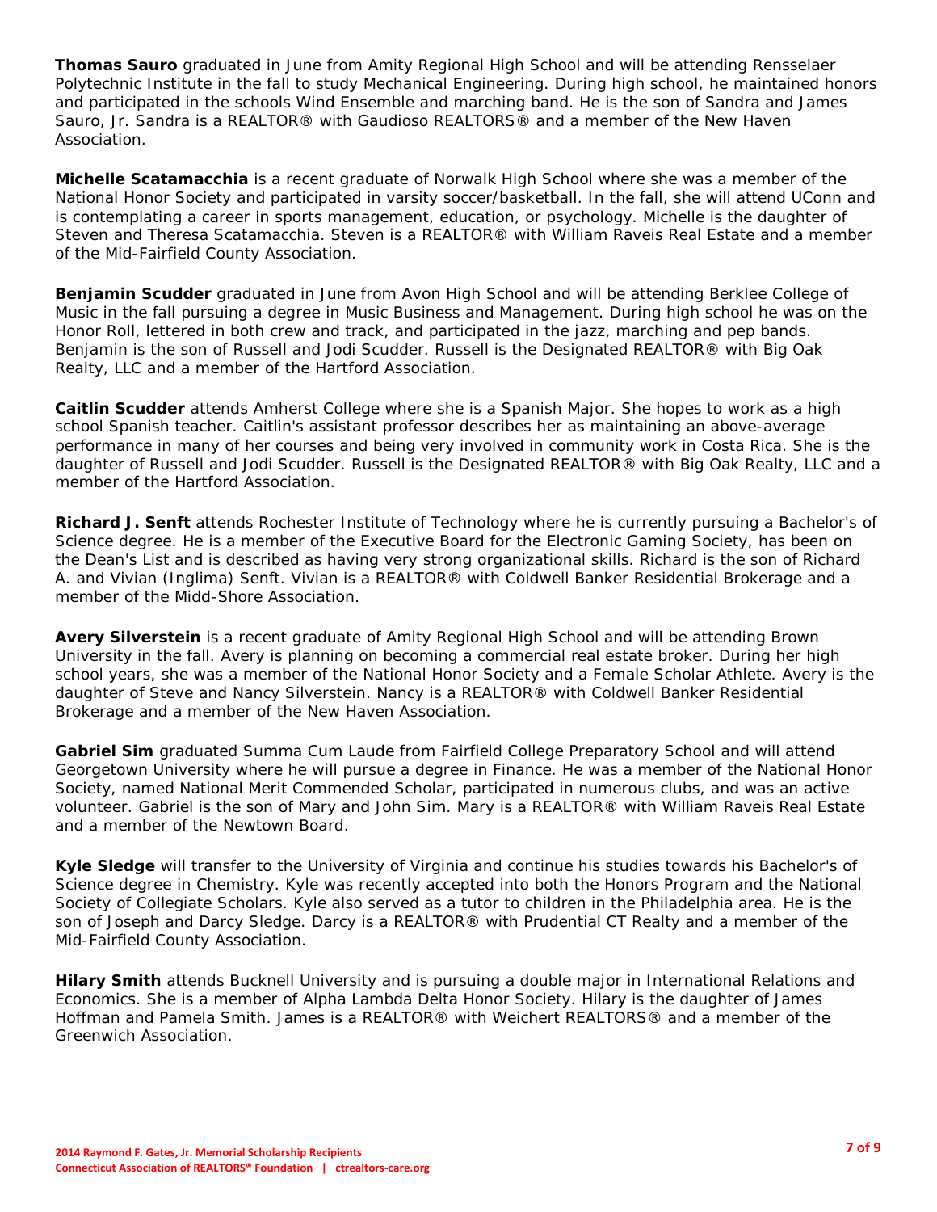**Thomas Sauro** graduated in June from Amity Regional High School and will be attending Rensselaer Polytechnic Institute in the fall to study Mechanical Engineering. During high school, he maintained honors and participated in the schools Wind Ensemble and marching band. He is the son of Sandra and James Sauro, Jr. Sandra is a REALTOR® with Gaudioso REALTORS® and a member of the New Haven Association.

**Michelle Scatamacchia** is a recent graduate of Norwalk High School where she was a member of the National Honor Society and participated in varsity soccer/basketball. In the fall, she will attend UConn and is contemplating a career in sports management, education, or psychology. Michelle is the daughter of Steven and Theresa Scatamacchia. Steven is a REALTOR® with William Raveis Real Estate and a member of the Mid-Fairfield County Association.

**Benjamin Scudder** graduated in June from Avon High School and will be attending Berklee College of Music in the fall pursuing a degree in Music Business and Management. During high school he was on the Honor Roll, lettered in both crew and track, and participated in the jazz, marching and pep bands. Benjamin is the son of Russell and Jodi Scudder. Russell is the Designated REALTOR® with Big Oak Realty, LLC and a member of the Hartford Association.

**Caitlin Scudder** attends Amherst College where she is a Spanish Major. She hopes to work as a high school Spanish teacher. Caitlin's assistant professor describes her as maintaining an above-average performance in many of her courses and being very involved in community work in Costa Rica. She is the daughter of Russell and Jodi Scudder. Russell is the Designated REALTOR® with Big Oak Realty, LLC and a member of the Hartford Association.

**Richard J. Senft** attends Rochester Institute of Technology where he is currently pursuing a Bachelor's of Science degree. He is a member of the Executive Board for the Electronic Gaming Society, has been on the Dean's List and is described as having very strong organizational skills. Richard is the son of Richard A. and Vivian (Inglima) Senft. Vivian is a REALTOR® with Coldwell Banker Residential Brokerage and a member of the Midd-Shore Association.

**Avery Silverstein** is a recent graduate of Amity Regional High School and will be attending Brown University in the fall. Avery is planning on becoming a commercial real estate broker. During her high school years, she was a member of the National Honor Society and a Female Scholar Athlete. Avery is the daughter of Steve and Nancy Silverstein. Nancy is a REALTOR® with Coldwell Banker Residential Brokerage and a member of the New Haven Association.

**Gabriel Sim** graduated Summa Cum Laude from Fairfield College Preparatory School and will attend Georgetown University where he will pursue a degree in Finance. He was a member of the National Honor Society, named National Merit Commended Scholar, participated in numerous clubs, and was an active volunteer. Gabriel is the son of Mary and John Sim. Mary is a REALTOR® with William Raveis Real Estate and a member of the Newtown Board.

**Kyle Sledge** will transfer to the University of Virginia and continue his studies towards his Bachelor's of Science degree in Chemistry. Kyle was recently accepted into both the Honors Program and the National Society of Collegiate Scholars. Kyle also served as a tutor to children in the Philadelphia area. He is the son of Joseph and Darcy Sledge. Darcy is a REALTOR® with Prudential CT Realty and a member of the Mid-Fairfield County Association.

**Hilary Smith** attends Bucknell University and is pursuing a double major in International Relations and Economics. She is a member of Alpha Lambda Delta Honor Society. Hilary is the daughter of James Hoffman and Pamela Smith. James is a REALTOR® with Weichert REALTORS® and a member of the Greenwich Association.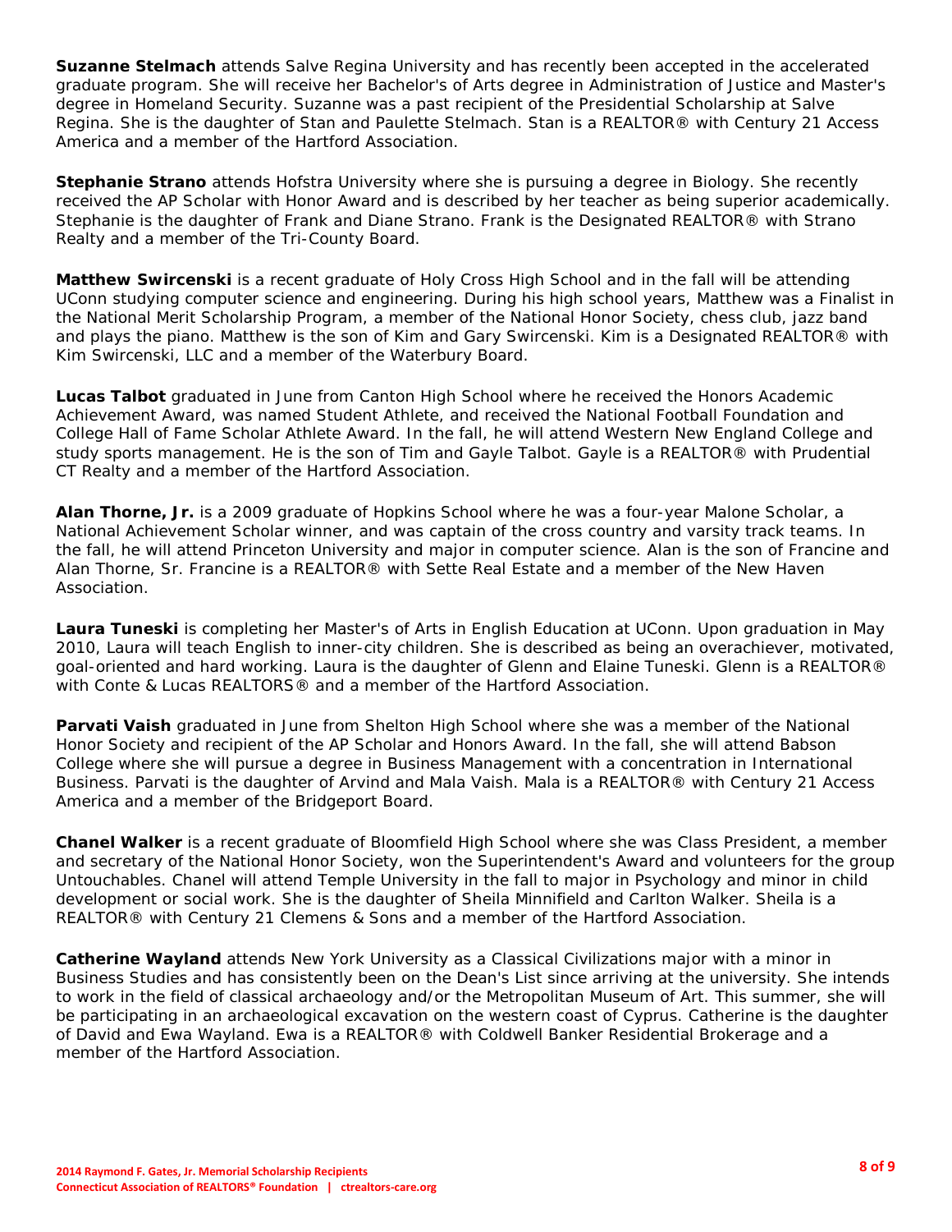**Suzanne Stelmach** attends Salve Regina University and has recently been accepted in the accelerated graduate program. She will receive her Bachelor's of Arts degree in Administration of Justice and Master's degree in Homeland Security. Suzanne was a past recipient of the Presidential Scholarship at Salve Regina. She is the daughter of Stan and Paulette Stelmach. Stan is a REALTOR® with Century 21 Access America and a member of the Hartford Association.

**Stephanie Strano** attends Hofstra University where she is pursuing a degree in Biology. She recently received the AP Scholar with Honor Award and is described by her teacher as being superior academically. Stephanie is the daughter of Frank and Diane Strano. Frank is the Designated REALTOR® with Strano Realty and a member of the Tri-County Board.

**Matthew Swircenski** is a recent graduate of Holy Cross High School and in the fall will be attending UConn studying computer science and engineering. During his high school years, Matthew was a Finalist in the National Merit Scholarship Program, a member of the National Honor Society, chess club, jazz band and plays the piano. Matthew is the son of Kim and Gary Swircenski. Kim is a Designated REALTOR® with Kim Swircenski, LLC and a member of the Waterbury Board.

**Lucas Talbot** graduated in June from Canton High School where he received the Honors Academic Achievement Award, was named Student Athlete, and received the National Football Foundation and College Hall of Fame Scholar Athlete Award. In the fall, he will attend Western New England College and study sports management. He is the son of Tim and Gayle Talbot. Gayle is a REALTOR® with Prudential CT Realty and a member of the Hartford Association.

**Alan Thorne, Jr.** is a 2009 graduate of Hopkins School where he was a four-year Malone Scholar, a National Achievement Scholar winner, and was captain of the cross country and varsity track teams. In the fall, he will attend Princeton University and major in computer science. Alan is the son of Francine and Alan Thorne, Sr. Francine is a REALTOR® with Sette Real Estate and a member of the New Haven Association.

**Laura Tuneski** is completing her Master's of Arts in English Education at UConn. Upon graduation in May 2010, Laura will teach English to inner-city children. She is described as being an overachiever, motivated, goal-oriented and hard working. Laura is the daughter of Glenn and Elaine Tuneski. Glenn is a REALTOR® with Conte & Lucas REALTORS® and a member of the Hartford Association.

**Parvati Vaish** graduated in June from Shelton High School where she was a member of the National Honor Society and recipient of the AP Scholar and Honors Award. In the fall, she will attend Babson College where she will pursue a degree in Business Management with a concentration in International Business. Parvati is the daughter of Arvind and Mala Vaish. Mala is a REALTOR® with Century 21 Access America and a member of the Bridgeport Board.

**Chanel Walker** is a recent graduate of Bloomfield High School where she was Class President, a member and secretary of the National Honor Society, won the Superintendent's Award and volunteers for the group Untouchables. Chanel will attend Temple University in the fall to major in Psychology and minor in child development or social work. She is the daughter of Sheila Minnifield and Carlton Walker. Sheila is a REALTOR® with Century 21 Clemens & Sons and a member of the Hartford Association.

**Catherine Wayland** attends New York University as a Classical Civilizations major with a minor in Business Studies and has consistently been on the Dean's List since arriving at the university. She intends to work in the field of classical archaeology and/or the Metropolitan Museum of Art. This summer, she will be participating in an archaeological excavation on the western coast of Cyprus. Catherine is the daughter of David and Ewa Wayland. Ewa is a REALTOR® with Coldwell Banker Residential Brokerage and a member of the Hartford Association.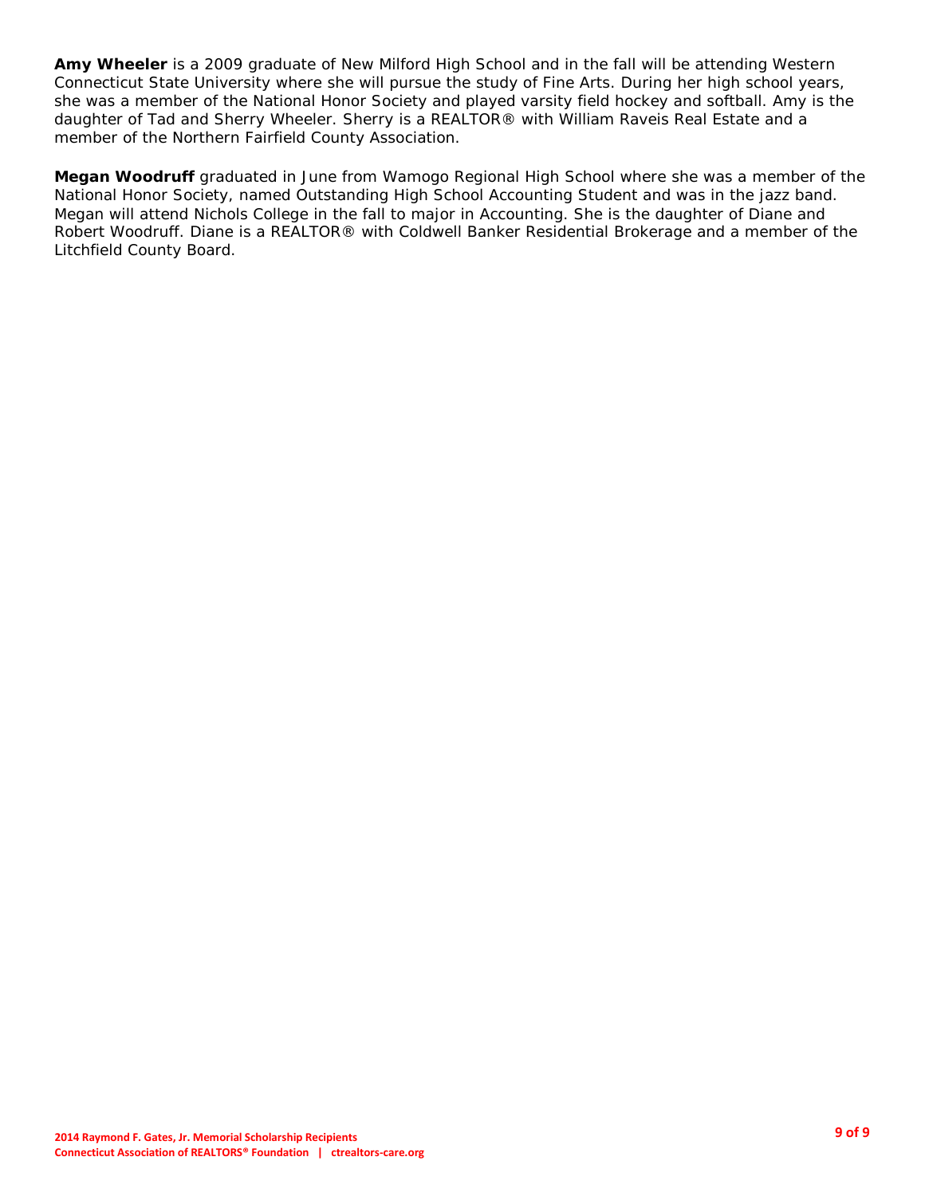**Amy Wheeler** is a 2009 graduate of New Milford High School and in the fall will be attending Western Connecticut State University where she will pursue the study of Fine Arts. During her high school years, she was a member of the National Honor Society and played varsity field hockey and softball. Amy is the daughter of Tad and Sherry Wheeler. Sherry is a REALTOR® with William Raveis Real Estate and a member of the Northern Fairfield County Association.

**Megan Woodruff** graduated in June from Wamogo Regional High School where she was a member of the National Honor Society, named Outstanding High School Accounting Student and was in the jazz band. Megan will attend Nichols College in the fall to major in Accounting. She is the daughter of Diane and Robert Woodruff. Diane is a REALTOR® with Coldwell Banker Residential Brokerage and a member of the Litchfield County Board.